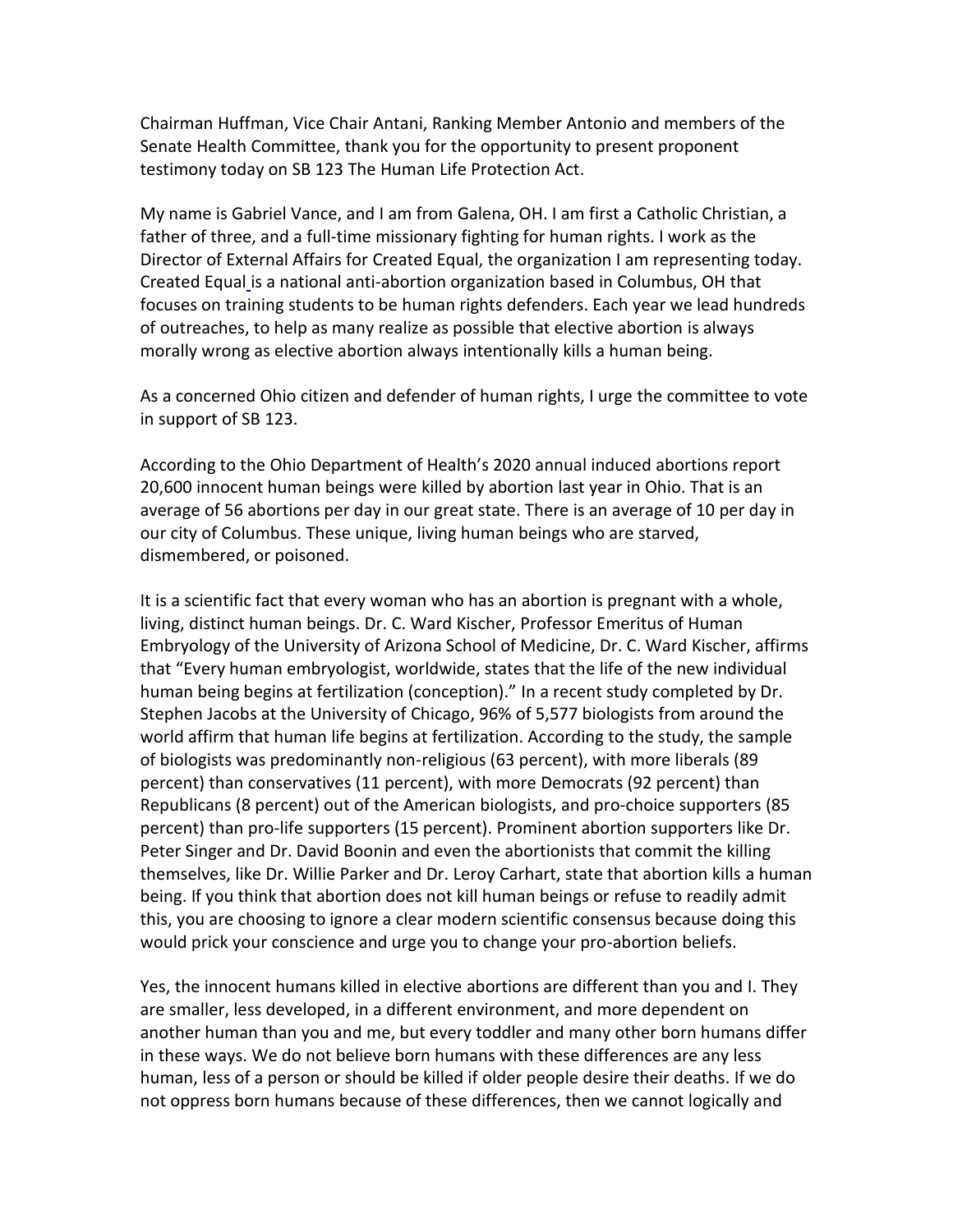Chairman Huffman, Vice Chair Antani, Ranking Member Antonio and members of the Senate Health Committee, thank you for the opportunity to present proponent testimony today on SB 123 The Human Life Protection Act.

My name is Gabriel Vance, and I am from Galena, OH. I am first a Catholic Christian, a father of three, and a full-time missionary fighting for human rights. I work as the Director of External Affairs for Created Equal, the organization I am representing today. Created Equal is a national anti-abortion organization based in Columbus, OH that focuses on training students to be human rights defenders. Each year we lead hundreds of outreaches, to help as many realize as possible that elective abortion is always morally wrong as elective abortion always intentionally kills a human being.

As a concerned Ohio citizen and defender of human rights, I urge the committee to vote in support of SB 123.

According to the Ohio Department of Health's 2020 annual induced abortions report 20,600 innocent human beings were killed by abortion last year in Ohio. That is an average of 56 abortions per day in our great state. There is an average of 10 per day in our city of Columbus. These unique, living human beings who are starved, dismembered, or poisoned.

It is a scientific fact that every woman who has an abortion is pregnant with a whole, living, distinct human beings. Dr. C. Ward Kischer, Professor Emeritus of Human Embryology of the University of Arizona School of Medicine, Dr. C. Ward Kischer, affirms that "Every human embryologist, worldwide, states that the life of the new individual human being begins at fertilization (conception)." In a recent study completed by Dr. Stephen Jacobs at the University of Chicago, 96% of 5,577 biologists from around the world affirm that human life begins at fertilization. According to the study, the sample of biologists was predominantly non-religious (63 percent), with more liberals (89 percent) than conservatives (11 percent), with more Democrats (92 percent) than Republicans (8 percent) out of the American biologists, and pro-choice supporters (85 percent) than pro-life supporters (15 percent). Prominent abortion supporters like Dr. Peter Singer and Dr. David Boonin and even the abortionists that commit the killing themselves, like Dr. Willie Parker and Dr. Leroy Carhart, state that abortion kills a human being. If you think that abortion does not kill human beings or refuse to readily admit this, you are choosing to ignore a clear modern scientific consensus because doing this would prick your conscience and urge you to change your pro-abortion beliefs.

Yes, the innocent humans killed in elective abortions are different than you and I. They are smaller, less developed, in a different environment, and more dependent on another human than you and me, but every toddler and many other born humans differ in these ways. We do not believe born humans with these differences are any less human, less of a person or should be killed if older people desire their deaths. If we do not oppress born humans because of these differences, then we cannot logically and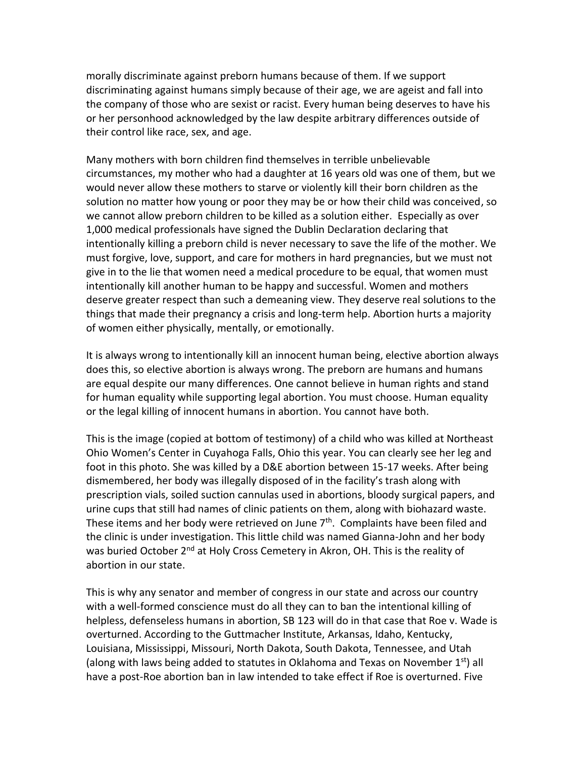morally discriminate against preborn humans because of them. If we support discriminating against humans simply because of their age, we are ageist and fall into the company of those who are sexist or racist. Every human being deserves to have his or her personhood acknowledged by the law despite arbitrary differences outside of their control like race, sex, and age.

Many mothers with born children find themselves in terrible unbelievable circumstances, my mother who had a daughter at 16 years old was one of them, but we would never allow these mothers to starve or violently kill their born children as the solution no matter how young or poor they may be or how their child was conceived, so we cannot allow preborn children to be killed as a solution either. Especially as over 1,000 medical professionals have signed the Dublin Declaration declaring that intentionally killing a preborn child is never necessary to save the life of the mother. We must forgive, love, support, and care for mothers in hard pregnancies, but we must not give in to the lie that women need a medical procedure to be equal, that women must intentionally kill another human to be happy and successful. Women and mothers deserve greater respect than such a demeaning view. They deserve real solutions to the things that made their pregnancy a crisis and long-term help. Abortion hurts a majority of women either physically, mentally, or emotionally.

It is always wrong to intentionally kill an innocent human being, elective abortion always does this, so elective abortion is always wrong. The preborn are humans and humans are equal despite our many differences. One cannot believe in human rights and stand for human equality while supporting legal abortion. You must choose. Human equality or the legal killing of innocent humans in abortion. You cannot have both.

This is the image (copied at bottom of testimony) of a child who was killed at Northeast Ohio Women's Center in Cuyahoga Falls, Ohio this year. You can clearly see her leg and foot in this photo. She was killed by a D&E abortion between 15-17 weeks. After being dismembered, her body was illegally disposed of in the facility's trash along with prescription vials, soiled suction cannulas used in abortions, bloody surgical papers, and urine cups that still had names of clinic patients on them, along with biohazard waste. These items and her body were retrieved on June 7th. Complaints have been filed and the clinic is under investigation. This little child was named Gianna-John and her body was buried October 2nd at Holy Cross Cemetery in Akron, OH. This is the reality of abortion in our state.

This is why any senator and member of congress in our state and across our country with a well-formed conscience must do all they can to ban the intentional killing of helpless, defenseless humans in abortion, SB 123 will do in that case that Roe v. Wade is overturned. According to the Guttmacher Institute, Arkansas, Idaho, Kentucky, Louisiana, Mississippi, Missouri, North Dakota, South Dakota, Tennessee, and Utah (along with laws being added to statutes in Oklahoma and Texas on November 1st) all have a post-Roe abortion ban in law intended to take effect if Roe is overturned. Five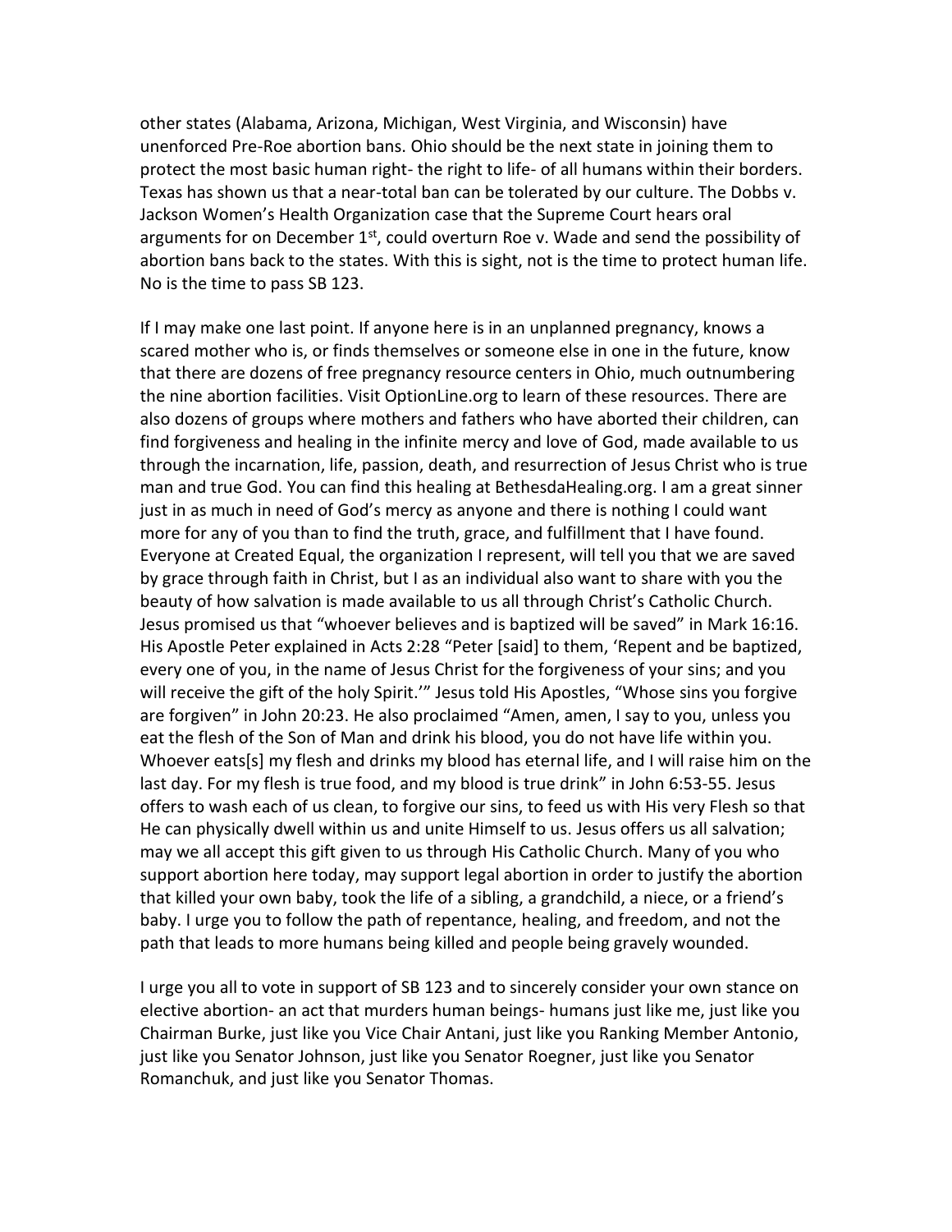other states (Alabama, Arizona, Michigan, West Virginia, and Wisconsin) have unenforced Pre-Roe abortion bans. Ohio should be the next state in joining them to protect the most basic human right- the right to life- of all humans within their borders. Texas has shown us that a near-total ban can be tolerated by our culture. The Dobbs v. Jackson Women's Health Organization case that the Supreme Court hears oral arguments for on December 1st, could overturn Roe v. Wade and send the possibility of abortion bans back to the states. With this is sight, not is the time to protect human life. No is the time to pass SB 123.

If I may make one last point. If anyone here is in an unplanned pregnancy, knows a scared mother who is, or finds themselves or someone else in one in the future, know that there are dozens of free pregnancy resource centers in Ohio, much outnumbering the nine abortion facilities. Visit OptionLine.org to learn of these resources. There are also dozens of groups where mothers and fathers who have aborted their children, can find forgiveness and healing in the infinite mercy and love of God, made available to us through the incarnation, life, passion, death, and resurrection of Jesus Christ who is true man and true God. You can find this healing at BethesdaHealing.org. I am a great sinner just in as much in need of God's mercy as anyone and there is nothing I could want more for any of you than to find the truth, grace, and fulfillment that I have found. Everyone at Created Equal, the organization I represent, will tell you that we are saved by grace through faith in Christ, but I as an individual also want to share with you the beauty of how salvation is made available to us all through Christ's Catholic Church. Jesus promised us that "whoever believes and is baptized will be saved" in Mark 16:16. His Apostle Peter explained in Acts 2:28 "Peter [said] to them, 'Repent and be baptized, every one of you, in the name of Jesus Christ for the forgiveness of your sins; and you will receive the gift of the holy Spirit.'" Jesus told His Apostles, "Whose sins you forgive are forgiven" in John 20:23. He also proclaimed "Amen, amen, I say to you, unless you eat the flesh of the Son of Man and drink his blood, you do not have life within you. Whoever eats[s] my flesh and drinks my blood has eternal life, and I will raise him on the last day. For my flesh is true food, and my blood is true drink" in John 6:53-55. Jesus offers to wash each of us clean, to forgive our sins, to feed us with His very Flesh so that He can physically dwell within us and unite Himself to us. Jesus offers us all salvation; may we all accept this gift given to us through His Catholic Church. Many of you who support abortion here today, may support legal abortion in order to justify the abortion that killed your own baby, took the life of a sibling, a grandchild, a niece, or a friend's baby. I urge you to follow the path of repentance, healing, and freedom, and not the path that leads to more humans being killed and people being gravely wounded.

I urge you all to vote in support of SB 123 and to sincerely consider your own stance on elective abortion- an act that murders human beings- humans just like me, just like you Chairman Burke, just like you Vice Chair Antani, just like you Ranking Member Antonio, just like you Senator Johnson, just like you Senator Roegner, just like you Senator Romanchuk, and just like you Senator Thomas.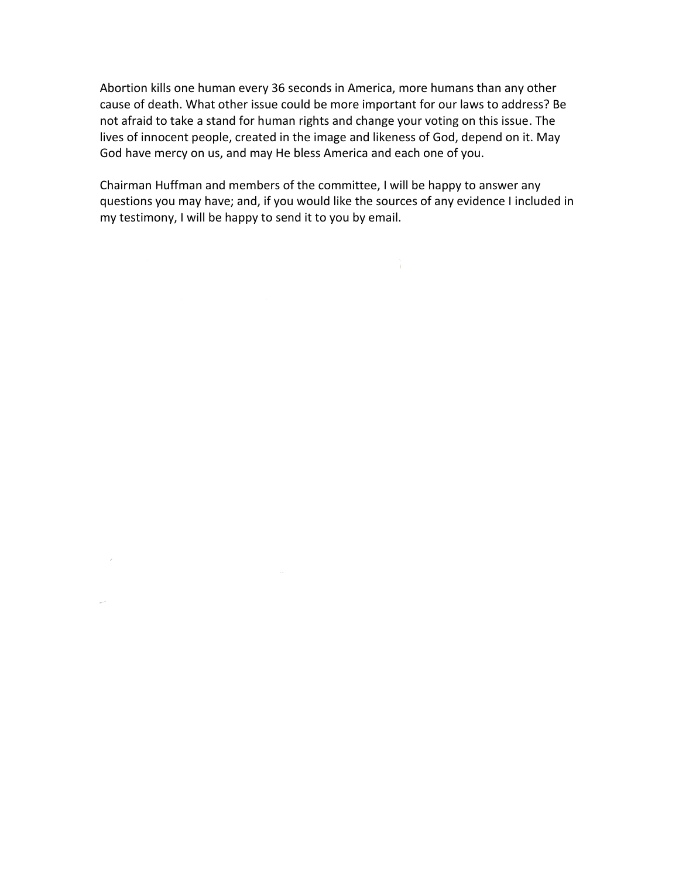Abortion kills one human every 36 seconds in America, more humans than any other cause of death. What other issue could be more important for our laws to address? Be not afraid to take a stand for human rights and change your voting on this issue. The lives of innocent people, created in the image and likeness of God, depend on it. May God have mercy on us, and may He bless America and each one of you.

Chairman Huffman and members of the committee, I will be happy to answer any questions you may have; and, if you would like the sources of any evidence I included in my testimony, I will be happy to send it to you by email.